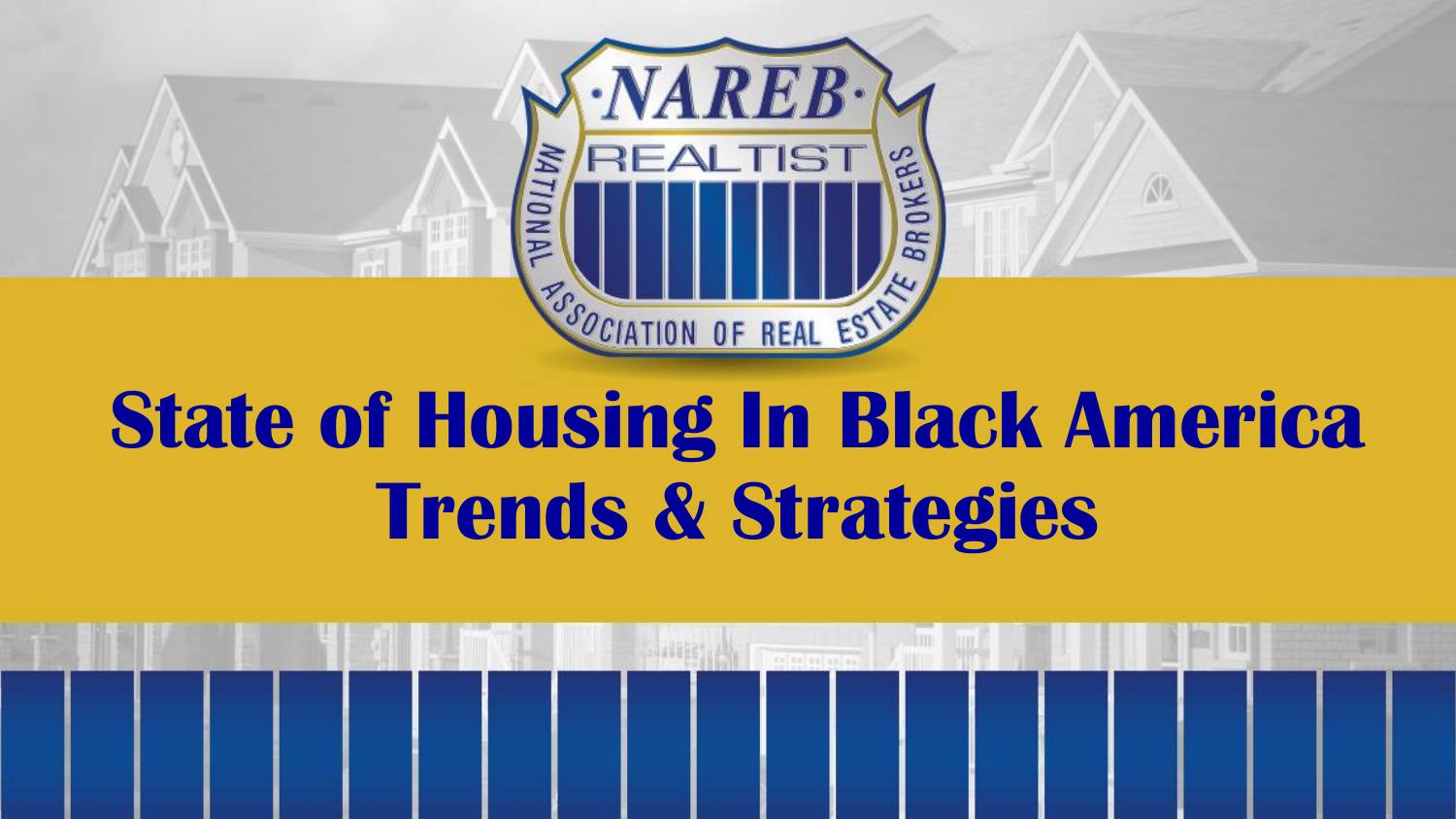·NAREB·

REALTIST

NATIONAL ASSOCIATION OF REAL ESTATE BROKERS

# State of Housing In Black America
# Trends & Strategies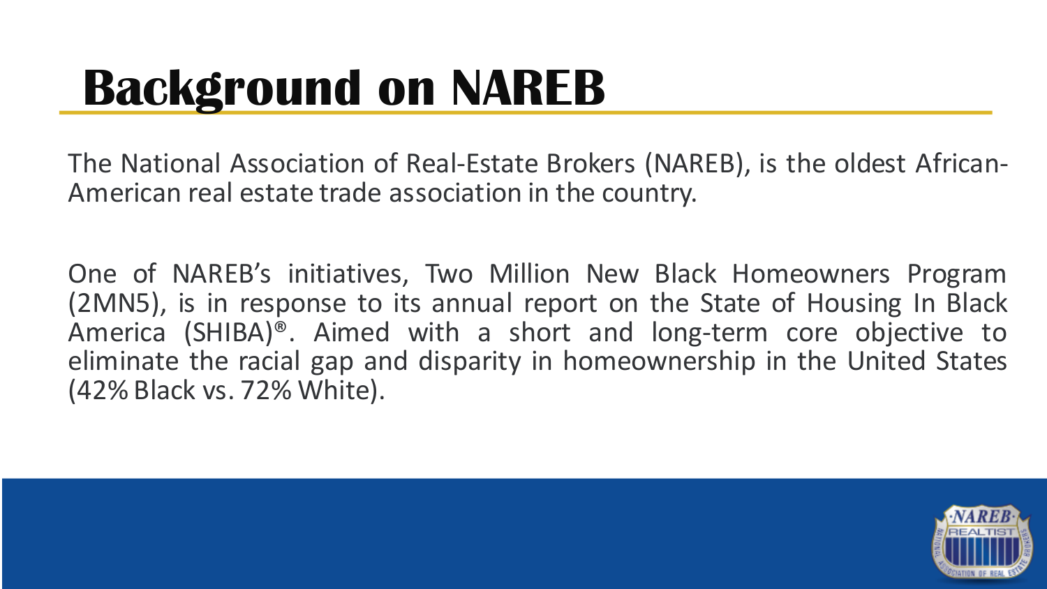# Background on NAREB

The National Association of Real-Estate Brokers (NAREB), is the oldest African-American real estate trade association in the country.

One of NAREB's initiatives, Two Million New Black Homeowners Program (2MN5), is in response to its annual report on the State of Housing In Black America (SHIBA)®. Aimed with a short and long-term core objective to eliminate the racial gap and disparity in homeownership in the United States (42% Black vs. 72% White).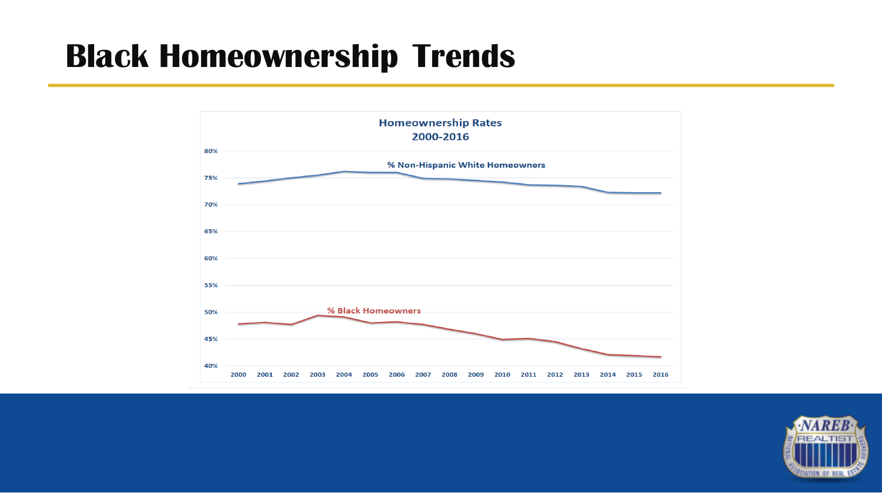# Black Homeownership Trends

**Homeownership Rates**
**2000-2016**

80%
75%
70%
65%
60%
55%
50%
45%
40%

% Non-Hispanic White Homeowners

% Black Homeowners

2000 2001 2002 2003 2004 2005 2006 2007 2008 2009 2010 2011 2012 2013 2014 2015 2016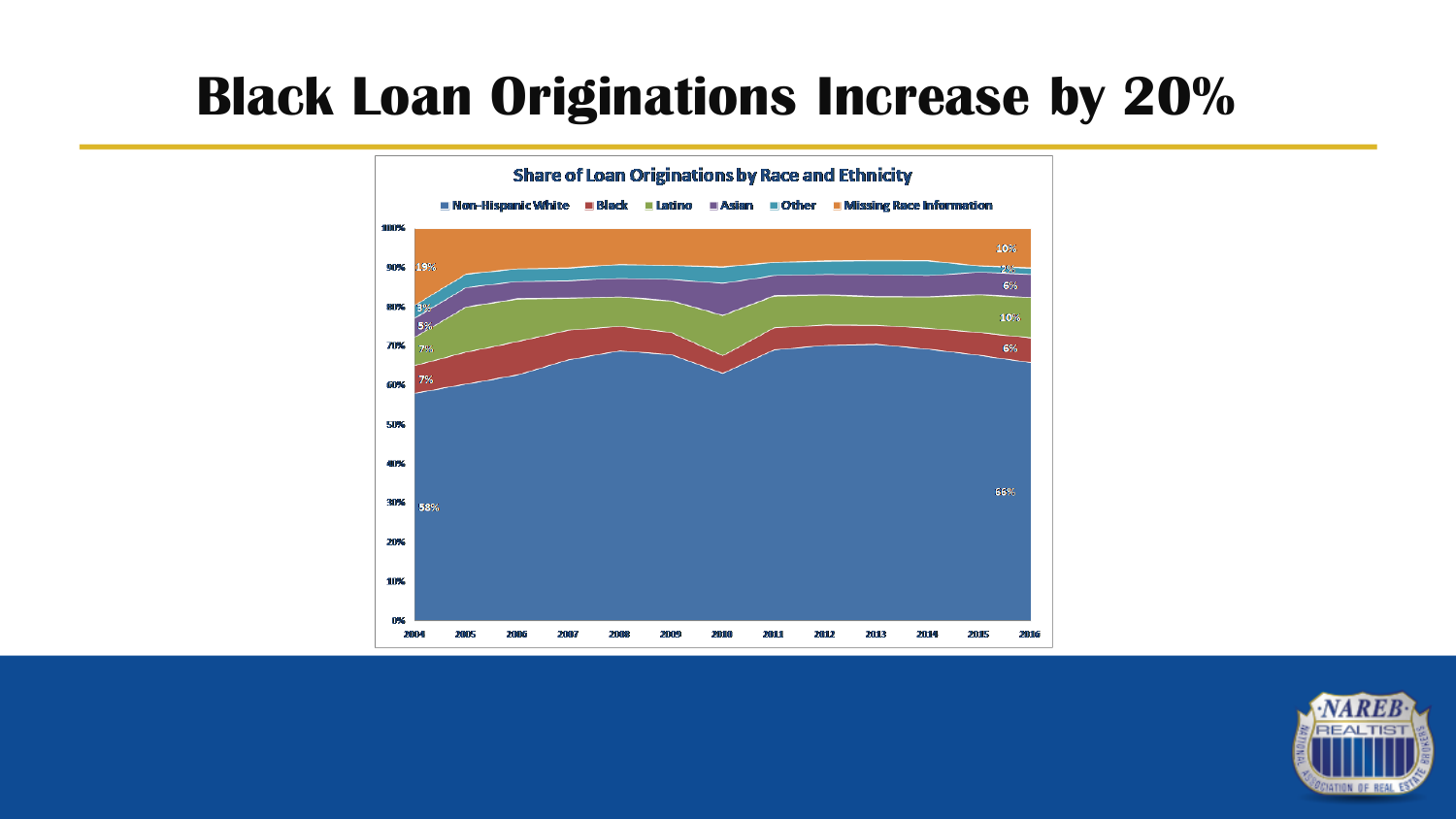# Black Loan Originations Increase by 20%

**Share of Loan Originations by Race and Ethnicity**

■ Non-Hispanic White ■ Black ■ Latino ■ Asian ■ Other ■ Missing Race Information

100%
90%
80%
70%
60%
50%
40%
30%
20%
10%
0%

2004 2005 2006 2007 2008 2009 2010 2011 2012 2013 2014 2015 2016

2004: 19%, 3%, 5%, 7%, 7%, 58%

2016: 10%, 2%, 6%, 10%, 6%, 66%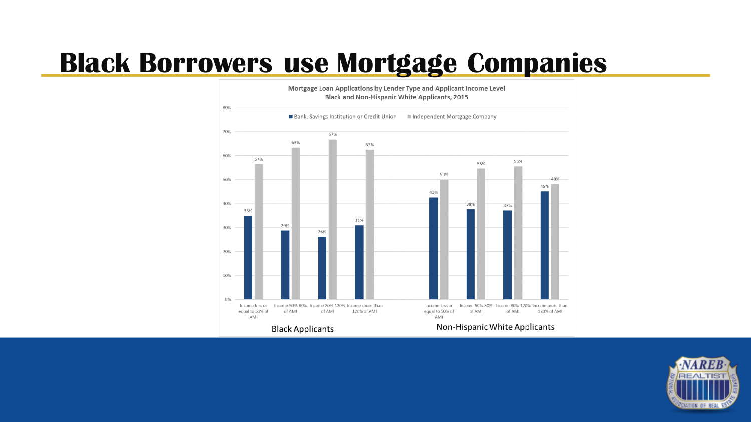# Black Borrowers use Mortgage Companies

**Mortgage Loan Applications by Lender Type and Applicant Income Level**
**Black and Non-Hispanic White Applicants, 2015**

| Applicant Group | Income Level | Bank, Savings Institution or Credit Union | Independent Mortgage Company |
|---|---|---|---|
| Black Applicants | Income less or equal to 50% of AMI | 35% | 57% |
| Black Applicants | Income 50%-80% of AMI | 29% | 63% |
| Black Applicants | Income 80%-120% of AMI | 26% | 67% |
| Black Applicants | Income more than 120% of AMI | 31% | 63% |
| Non-Hispanic White Applicants | Income less or equal to 50% of AMI | 43% | 50% |
| Non-Hispanic White Applicants | Income 50%-80% of AMI | 38% | 55% |
| Non-Hispanic White Applicants | Income 80%-120% of AMI | 37% | 56% |
| Non-Hispanic White Applicants | Income more than 120% of AMI | 45% | 48% |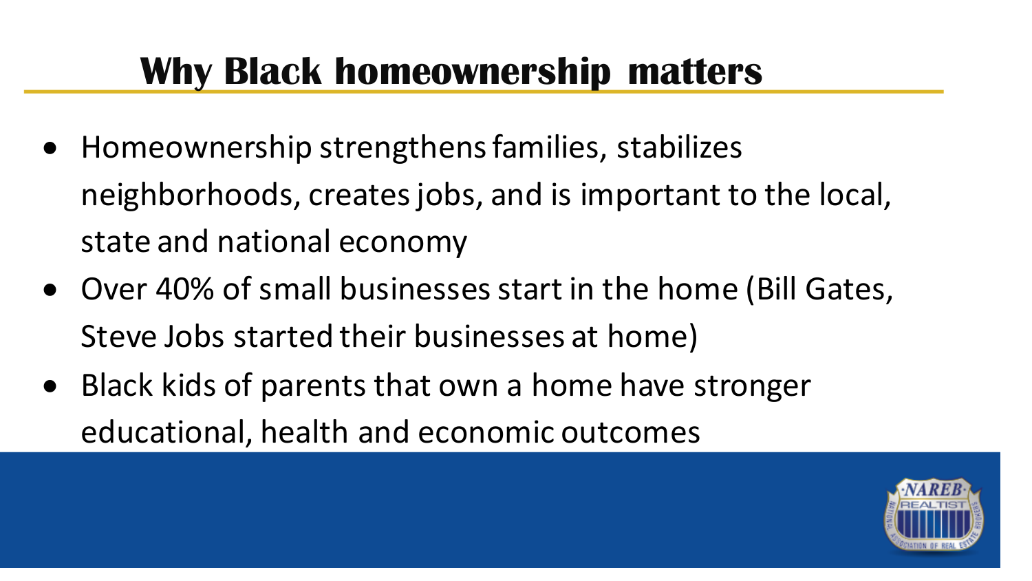# Why Black homeownership matters

- Homeownership strengthens families, stabilizes neighborhoods, creates jobs, and is important to the local, state and national economy
- Over 40% of small businesses start in the home (Bill Gates, Steve Jobs started their businesses at home)
- Black kids of parents that own a home have stronger educational, health and economic outcomes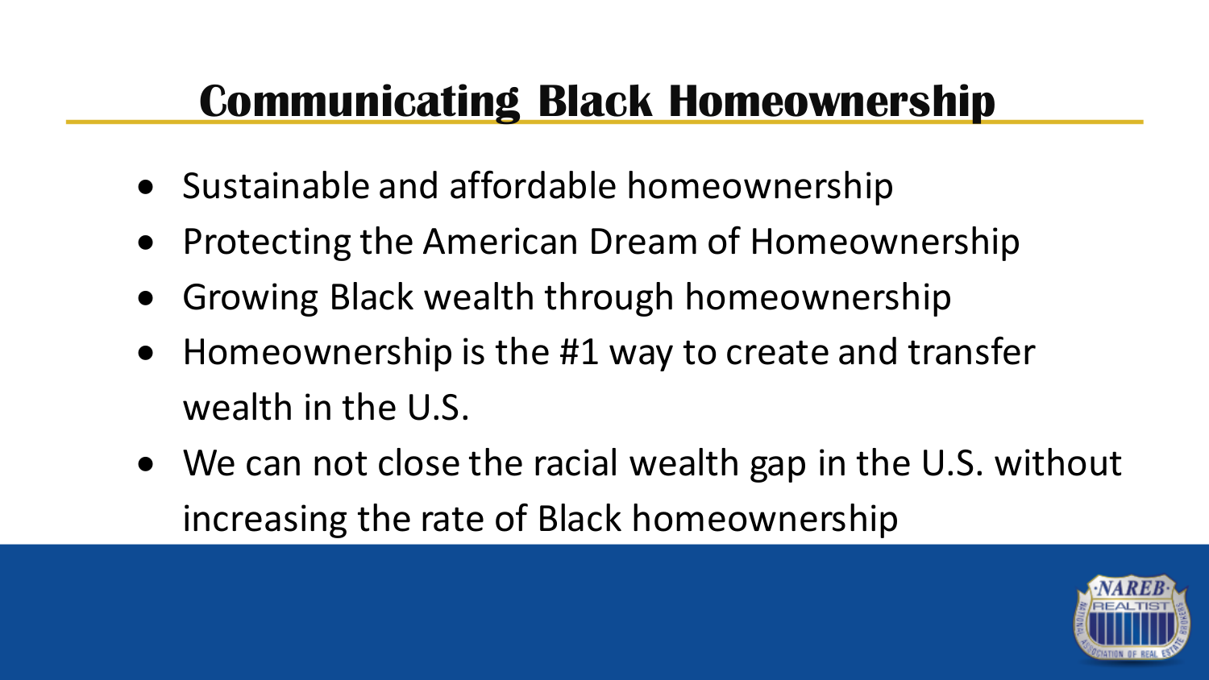# Communicating Black Homeownership

- Sustainable and affordable homeownership
- Protecting the American Dream of Homeownership
- Growing Black wealth through homeownership
- Homeownership is the #1 way to create and transfer wealth in the U.S.
- We can not close the racial wealth gap in the U.S. without increasing the rate of Black homeownership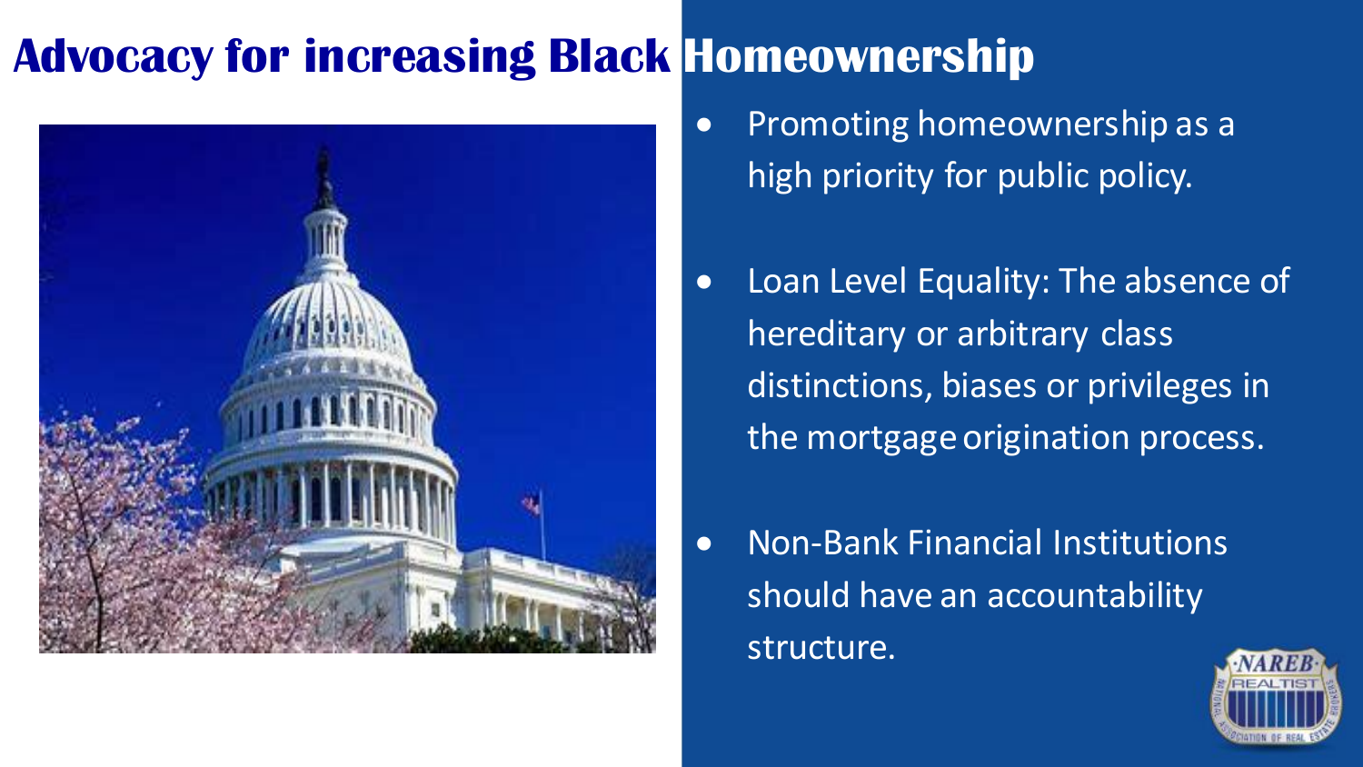# Advocacy for increasing Black Homeownership

- Promoting homeownership as a high priority for public policy.
- Loan Level Equality: The absence of hereditary or arbitrary class distinctions, biases or privileges in the mortgage origination process.
- Non-Bank Financial Institutions should have an accountability structure.